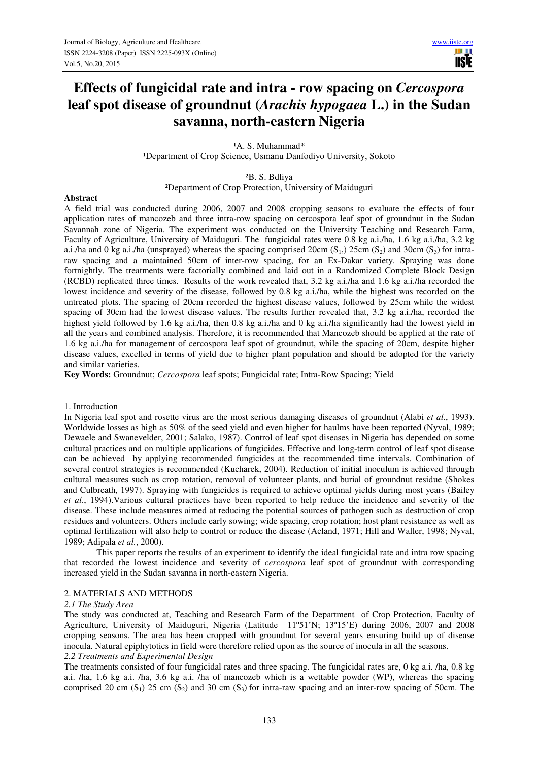# Effects of fungicidal rate and intra - row spacing on *Cercospora* leaf spot disease of groundnut (*Arachis hypogaea* L.) in the Sudan savanna, north-eastern Nigeria

[1]A. S. Muhammad*

[1]Department of Crop Science, Usmanu Danfodiyo University, Sokoto

[2]B. S. Bdliya

[2]Department of Crop Protection, University of Maiduguri

## Abstract

A field trial was conducted during 2006, 2007 and 2008 cropping seasons to evaluate the effects of four application rates of mancozeb and three intra-row spacing on cercospora leaf spot of groundnut in the Sudan Savannah zone of Nigeria. The experiment was conducted on the University Teaching and Research Farm, Faculty of Agriculture, University of Maiduguri. The fungicidal rates were 0.8 kg a.i./ha, 1.6 kg a.i./ha, 3.2 kg a.i./ha and 0 kg a.i./ha (unsprayed) whereas the spacing comprised 20cm ($S_1$,) 25cm ($S_2$) and 30cm ($S_3$) for intra-raw spacing and a maintained 50cm of inter-row spacing, for an Ex-Dakar variety. Spraying was done fortnightly. The treatments were factorially combined and laid out in a Randomized Complete Block Design (RCBD) replicated three times. Results of the work revealed that, 3.2 kg a.i./ha and 1.6 kg a.i./ha recorded the lowest incidence and severity of the disease, followed by 0.8 kg a.i./ha, while the highest was recorded on the untreated plots. The spacing of 20cm recorded the highest disease values, followed by 25cm while the widest spacing of 30cm had the lowest disease values. The results further revealed that, 3.2 kg a.i./ha, recorded the highest yield followed by 1.6 kg a.i./ha, then 0.8 kg a.i./ha and 0 kg a.i./ha significantly had the lowest yield in all the years and combined analysis. Therefore, it is recommended that Mancozeb should be applied at the rate of 1.6 kg a.i./ha for management of cercospora leaf spot of groundnut, while the spacing of 20cm, despite higher disease values, excelled in terms of yield due to higher plant population and should be adopted for the variety and similar varieties.

**Key Words:** Groundnut; *Cercospora* leaf spots; Fungicidal rate; Intra-Row Spacing; Yield

## 1. Introduction

In Nigeria leaf spot and rosette virus are the most serious damaging diseases of groundnut (Alabi *et al*., 1993). Worldwide losses as high as 50% of the seed yield and even higher for haulms have been reported (Nyval, 1989; Dewaele and Swanevelder, 2001; Salako, 1987). Control of leaf spot diseases in Nigeria has depended on some cultural practices and on multiple applications of fungicides. Effective and long-term control of leaf spot disease can be achieved by applying recommended fungicides at the recommended time intervals. Combination of several control strategies is recommended (Kucharek, 2004). Reduction of initial inoculum is achieved through cultural measures such as crop rotation, removal of volunteer plants, and burial of groundnut residue (Shokes and Culbreath, 1997). Spraying with fungicides is required to achieve optimal yields during most years (Bailey *et al*., 1994).Various cultural practices have been reported to help reduce the incidence and severity of the disease. These include measures aimed at reducing the potential sources of pathogen such as destruction of crop residues and volunteers. Others include early sowing; wide spacing, crop rotation; host plant resistance as well as optimal fertilization will also help to control or reduce the disease (Acland, 1971; Hill and Waller, 1998; Nyval, 1989; Adipala *et al.*, 2000).

This paper reports the results of an experiment to identify the ideal fungicidal rate and intra row spacing that recorded the lowest incidence and severity of *cercospora* leaf spot of groundnut with corresponding increased yield in the Sudan savanna in north-eastern Nigeria.

## 2. MATERIALS AND METHODS

### *2.1 The Study Area*

The study was conducted at, Teaching and Research Farm of the Department of Crop Protection, Faculty of Agriculture, University of Maiduguri, Nigeria (Latitude 11º51'N; 13º15'E) during 2006, 2007 and 2008 cropping seasons. The area has been cropped with groundnut for several years ensuring build up of disease inocula. Natural epiphytotics in field were therefore relied upon as the source of inocula in all the seasons.

### *2.2 Treatments and Experimental Design*

The treatments consisted of four fungicidal rates and three spacing. The fungicidal rates are, 0 kg a.i. /ha, 0.8 kg a.i. /ha, 1.6 kg a.i. /ha, 3.6 kg a.i. /ha of mancozeb which is a wettable powder (WP), whereas the spacing comprised 20 cm ($S_1$) 25 cm ($S_2$) and 30 cm ($S_3$) for intra-raw spacing and an inter-row spacing of 50cm. The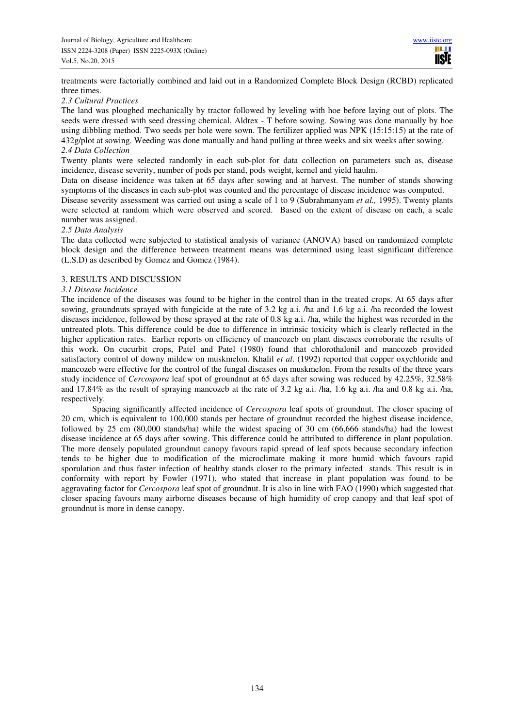treatments were factorially combined and laid out in a Randomized Complete Block Design (RCBD) replicated three times.

### *2.3 Cultural Practices*

The land was ploughed mechanically by tractor followed by leveling with hoe before laying out of plots. The seeds were dressed with seed dressing chemical, Aldrex - T before sowing. Sowing was done manually by hoe using dibbling method. Two seeds per hole were sown. The fertilizer applied was NPK (15:15:15) at the rate of 432g/plot at sowing. Weeding was done manually and hand pulling at three weeks and six weeks after sowing.

### *2.4 Data Collection*

Twenty plants were selected randomly in each sub-plot for data collection on parameters such as, disease incidence, disease severity, number of pods per stand, pods weight, kernel and yield haulm.

Data on disease incidence was taken at 65 days after sowing and at harvest. The number of stands showing symptoms of the diseases in each sub-plot was counted and the percentage of disease incidence was computed.

Disease severity assessment was carried out using a scale of 1 to 9 (Subrahmanyam *et al.,* 1995). Twenty plants were selected at random which were observed and scored. Based on the extent of disease on each, a scale number was assigned.

### *2.5 Data Analysis*

The data collected were subjected to statistical analysis of variance (ANOVA) based on randomized complete block design and the difference between treatment means was determined using least significant difference (L.S.D) as described by Gomez and Gomez (1984).

## 3. RESULTS AND DISCUSSION

### *3.1 Disease Incidence*

The incidence of the diseases was found to be higher in the control than in the treated crops. At 65 days after sowing, groundnuts sprayed with fungicide at the rate of 3.2 kg a.i. /ha and 1.6 kg a.i. /ha recorded the lowest diseases incidence, followed by those sprayed at the rate of 0.8 kg a.i. /ha, while the highest was recorded in the untreated plots. This difference could be due to difference in intrinsic toxicity which is clearly reflected in the higher application rates. Earlier reports on efficiency of mancozeb on plant diseases corroborate the results of this work. On cucurbit crops, Patel and Patel (1980) found that chlorothalonil and mancozeb provided satisfactory control of downy mildew on muskmelon. Khalil *et al*. (1992) reported that copper oxychloride and mancozeb were effective for the control of the fungal diseases on muskmelon. From the results of the three years study incidence of *Cercospora* leaf spot of groundnut at 65 days after sowing was reduced by 42.25%, 32.58% and 17.84% as the result of spraying mancozeb at the rate of 3.2 kg a.i. /ha, 1.6 kg a.i. /ha and 0.8 kg a.i. /ha, respectively.

Spacing significantly affected incidence of *Cercospora* leaf spots of groundnut. The closer spacing of 20 cm, which is equivalent to 100,000 stands per hectare of groundnut recorded the highest disease incidence, followed by 25 cm (80,000 stands/ha) while the widest spacing of 30 cm (66,666 stands/ha) had the lowest disease incidence at 65 days after sowing. This difference could be attributed to difference in plant population. The more densely populated groundnut canopy favours rapid spread of leaf spots because secondary infection tends to be higher due to modification of the microclimate making it more humid which favours rapid sporulation and thus faster infection of healthy stands closer to the primary infected stands. This result is in conformity with report by Fowler (1971), who stated that increase in plant population was found to be aggravating factor for *Cercospora* leaf spot of groundnut. It is also in line with FAO (1990) which suggested that closer spacing favours many airborne diseases because of high humidity of crop canopy and that leaf spot of groundnut is more in dense canopy.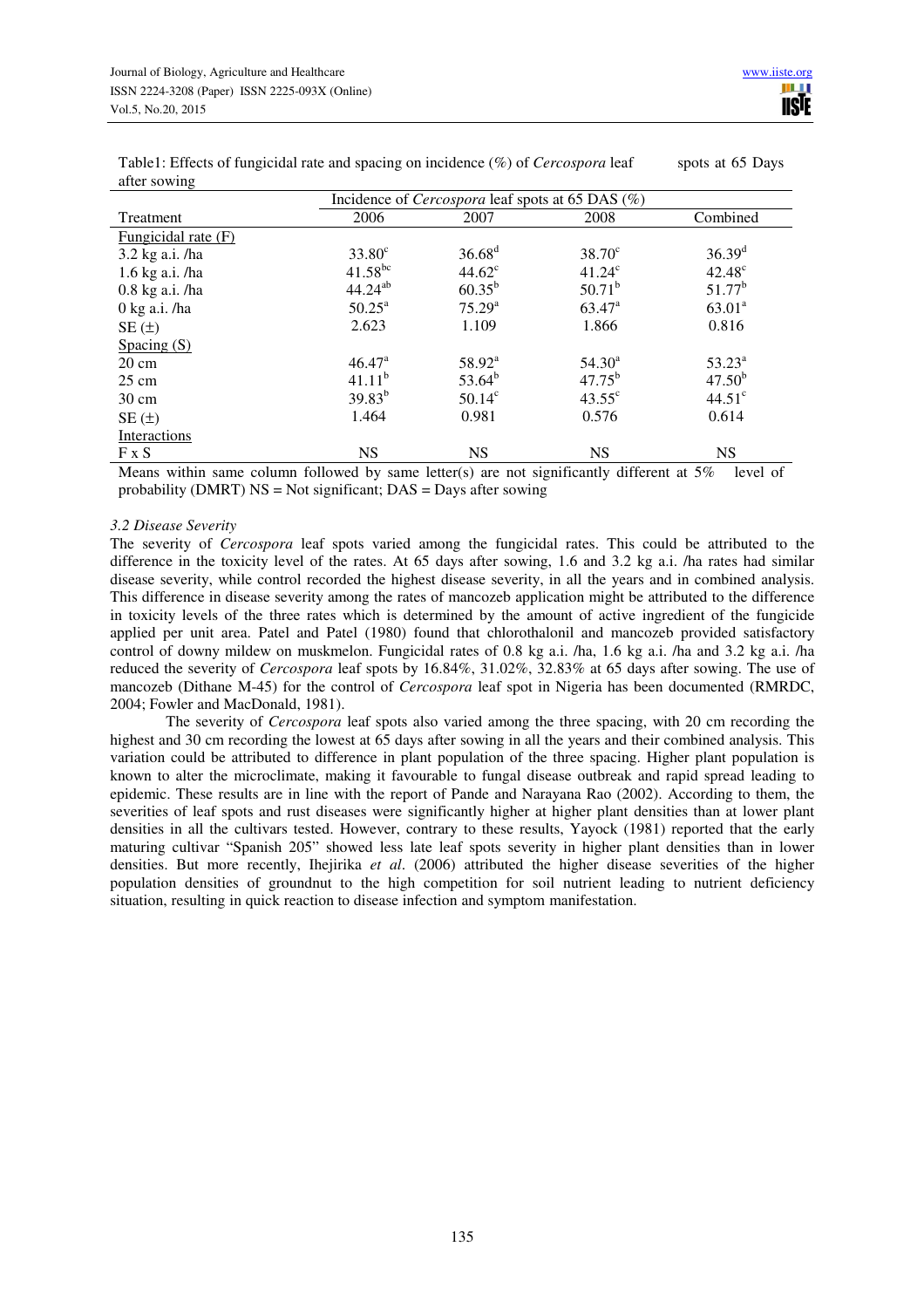Table1: Effects of fungicidal rate and spacing on incidence (%) of *Cercospora* leaf spots at 65 Days after sowing

| Treatment | Incidence of *Cercospora* leaf spots at 65 DAS (%) | | | |
|---|---|---|---|---|
| | 2006 | 2007 | 2008 | Combined |
| Fungicidal rate (F) | | | | |
| 3.2 kg a.i. /ha | $33.80^{c}$ | $36.68^{d}$ | $38.70^{c}$ | $36.39^{d}$ |
| 1.6 kg a.i. /ha | $41.58^{bc}$ | $44.62^{c}$ | $41.24^{c}$ | $42.48^{c}$ |
| 0.8 kg a.i. /ha | $44.24^{ab}$ | $60.35^{b}$ | $50.71^{b}$ | $51.77^{b}$ |
| 0 kg a.i. /ha | $50.25^{a}$ | $75.29^{a}$ | $63.47^{a}$ | $63.01^{a}$ |
| SE (±) | 2.623 | 1.109 | 1.866 | 0.816 |
| Spacing (S) | | | | |
| 20 cm | $46.47^{a}$ | $58.92^{a}$ | $54.30^{a}$ | $53.23^{a}$ |
| 25 cm | $41.11^{b}$ | $53.64^{b}$ | $47.75^{b}$ | $47.50^{b}$ |
| 30 cm | $39.83^{b}$ | $50.14^{c}$ | $43.55^{c}$ | $44.51^{c}$ |
| SE (±) | 1.464 | 0.981 | 0.576 | 0.614 |
| Interactions | | | | |
| F x S | NS | NS | NS | NS |

Means within same column followed by same letter(s) are not significantly different at 5% level of probability (DMRT) NS = Not significant; DAS = Days after sowing

### *3.2 Disease Severity*

The severity of *Cercospora* leaf spots varied among the fungicidal rates. This could be attributed to the difference in the toxicity level of the rates. At 65 days after sowing, 1.6 and 3.2 kg a.i. /ha rates had similar disease severity, while control recorded the highest disease severity, in all the years and in combined analysis. This difference in disease severity among the rates of mancozeb application might be attributed to the difference in toxicity levels of the three rates which is determined by the amount of active ingredient of the fungicide applied per unit area. Patel and Patel (1980) found that chlorothalonil and mancozeb provided satisfactory control of downy mildew on muskmelon. Fungicidal rates of 0.8 kg a.i. /ha, 1.6 kg a.i. /ha and 3.2 kg a.i. /ha reduced the severity of *Cercospora* leaf spots by 16.84%, 31.02%, 32.83% at 65 days after sowing. The use of mancozeb (Dithane M-45) for the control of *Cercospora* leaf spot in Nigeria has been documented (RMRDC, 2004; Fowler and MacDonald, 1981).

The severity of *Cercospora* leaf spots also varied among the three spacing, with 20 cm recording the highest and 30 cm recording the lowest at 65 days after sowing in all the years and their combined analysis. This variation could be attributed to difference in plant population of the three spacing. Higher plant population is known to alter the microclimate, making it favourable to fungal disease outbreak and rapid spread leading to epidemic. These results are in line with the report of Pande and Narayana Rao (2002). According to them, the severities of leaf spots and rust diseases were significantly higher at higher plant densities than at lower plant densities in all the cultivars tested. However, contrary to these results, Yayock (1981) reported that the early maturing cultivar "Spanish 205" showed less late leaf spots severity in higher plant densities than in lower densities. But more recently, Ihejirika *et al*. (2006) attributed the higher disease severities of the higher population densities of groundnut to the high competition for soil nutrient leading to nutrient deficiency situation, resulting in quick reaction to disease infection and symptom manifestation.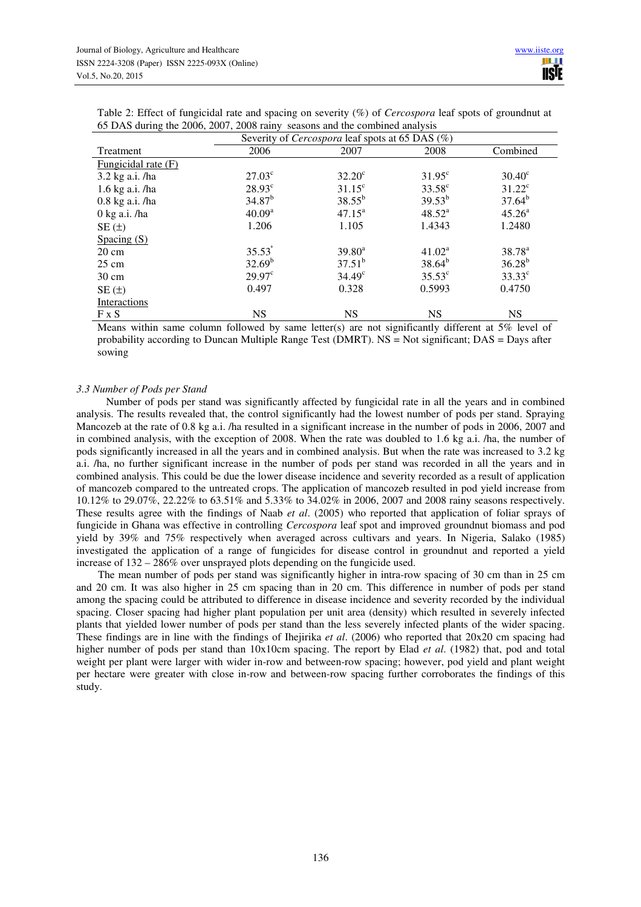Table 2: Effect of fungicidal rate and spacing on severity (%) of *Cercospora* leaf spots of groundnut at 65 DAS during the 2006, 2007, 2008 rainy seasons and the combined analysis

| Treatment | Severity of *Cercospora* leaf spots at 65 DAS (%) | | | |
|---|---|---|---|---|
| | 2006 | 2007 | 2008 | Combined |
| Fungicidal rate (F) | | | | |
| 3.2 kg a.i. /ha | $27.03^{c}$ | $32.20^{c}$ | $31.95^{c}$ | $30.40^{c}$ |
| 1.6 kg a.i. /ha | $28.93^{c}$ | $31.15^{c}$ | $33.58^{c}$ | $31.22^{c}$ |
| 0.8 kg a.i. /ha | $34.87^{b}$ | $38.55^{b}$ | $39.53^{b}$ | $37.64^{b}$ |
| 0 kg a.i. /ha | $40.09^{a}$ | $47.15^{a}$ | $48.52^{a}$ | $45.26^{a}$ |
| SE (±) | 1.206 | 1.105 | 1.4343 | 1.2480 |
| Spacing (S) | | | | |
| 20 cm | $35.53^{*}$ | $39.80^{a}$ | $41.02^{a}$ | $38.78^{a}$ |
| 25 cm | $32.69^{b}$ | $37.51^{b}$ | $38.64^{b}$ | $36.28^{b}$ |
| 30 cm | $29.97^{c}$ | $34.49^{c}$ | $35.53^{c}$ | $33.33^{c}$ |
| SE (±) | 0.497 | 0.328 | 0.5993 | 0.4750 |
| Interactions | | | | |
| F x S | NS | NS | NS | NS |

Means within same column followed by same letter(s) are not significantly different at 5% level of probability according to Duncan Multiple Range Test (DMRT). NS = Not significant; DAS = Days after sowing

### *3.3 Number of Pods per Stand*

Number of pods per stand was significantly affected by fungicidal rate in all the years and in combined analysis. The results revealed that, the control significantly had the lowest number of pods per stand. Spraying Mancozeb at the rate of 0.8 kg a.i. /ha resulted in a significant increase in the number of pods in 2006, 2007 and in combined analysis, with the exception of 2008. When the rate was doubled to 1.6 kg a.i. /ha, the number of pods significantly increased in all the years and in combined analysis. But when the rate was increased to 3.2 kg a.i. /ha, no further significant increase in the number of pods per stand was recorded in all the years and in combined analysis. This could be due the lower disease incidence and severity recorded as a result of application of mancozeb compared to the untreated crops. The application of mancozeb resulted in pod yield increase from 10.12% to 29.07%, 22.22% to 63.51% and 5.33% to 34.02% in 2006, 2007 and 2008 rainy seasons respectively. These results agree with the findings of Naab *et al*. (2005) who reported that application of foliar sprays of fungicide in Ghana was effective in controlling *Cercospora* leaf spot and improved groundnut biomass and pod yield by 39% and 75% respectively when averaged across cultivars and years. In Nigeria, Salako (1985) investigated the application of a range of fungicides for disease control in groundnut and reported a yield increase of 132 – 286% over unsprayed plots depending on the fungicide used.

The mean number of pods per stand was significantly higher in intra-row spacing of 30 cm than in 25 cm and 20 cm. It was also higher in 25 cm spacing than in 20 cm. This difference in number of pods per stand among the spacing could be attributed to difference in disease incidence and severity recorded by the individual spacing. Closer spacing had higher plant population per unit area (density) which resulted in severely infected plants that yielded lower number of pods per stand than the less severely infected plants of the wider spacing. These findings are in line with the findings of Ihejirika *et al*. (2006) who reported that 20x20 cm spacing had higher number of pods per stand than 10x10cm spacing. The report by Elad *et al*. (1982) that, pod and total weight per plant were larger with wider in-row and between-row spacing; however, pod yield and plant weight per hectare were greater with close in-row and between-row spacing further corroborates the findings of this study.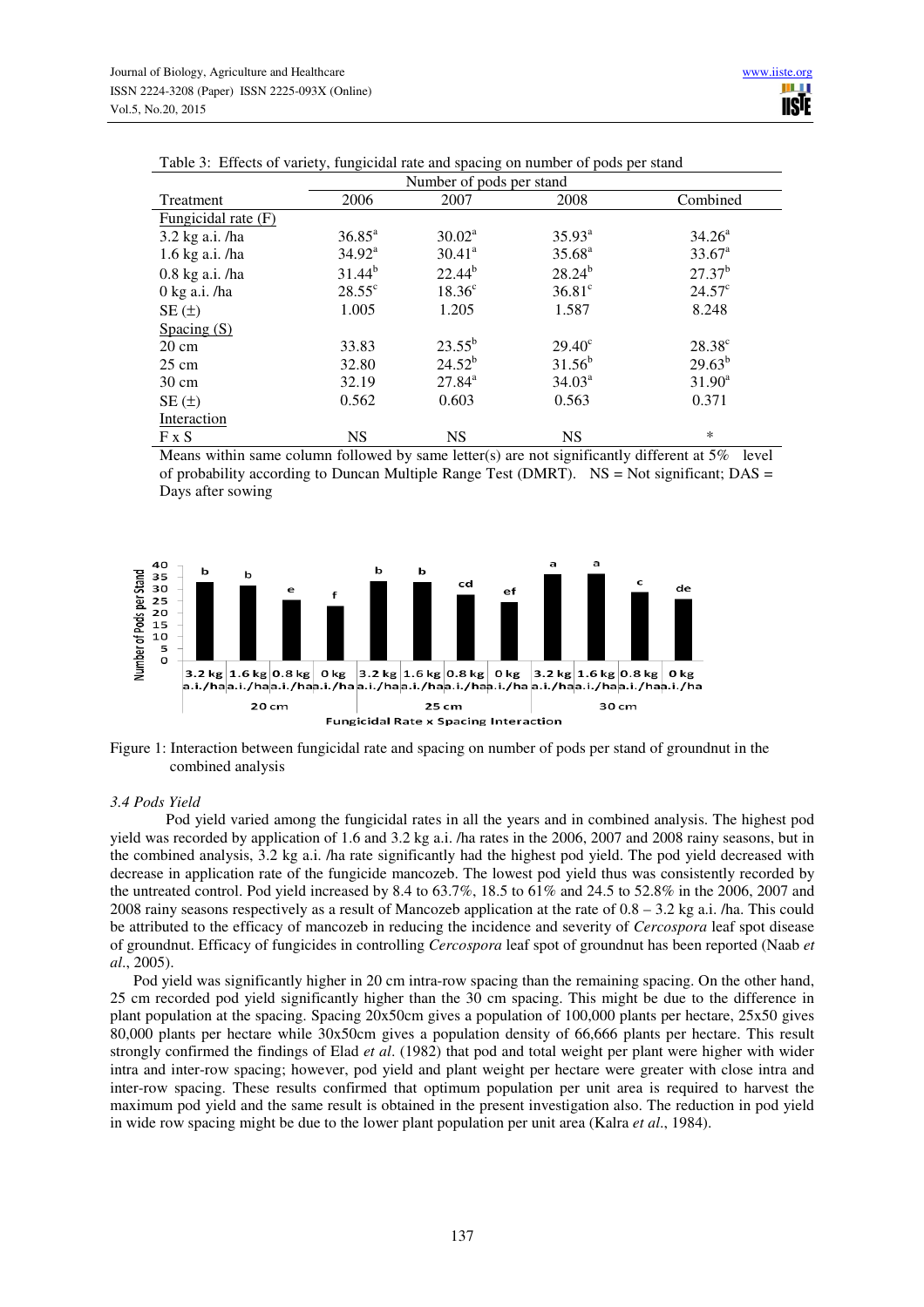Table 3: Effects of variety, fungicidal rate and spacing on number of pods per stand

| Treatment | Number of pods per stand | | | |
|---|---|---|---|---|
| | 2006 | 2007 | 2008 | Combined |
| Fungicidal rate (F) | | | | |
| 3.2 kg a.i. /ha | 36.85[a] | 30.02[a] | 35.93[a] | 34.26[a] |
| 1.6 kg a.i. /ha | 34.92[a] | 30.41[a] | 35.68[a] | 33.67[a] |
| 0.8 kg a.i. /ha | 31.44[b] | 22.44[b] | 28.24[b] | 27.37[b] |
| 0 kg a.i. /ha | 28.55[c] | 18.36[c] | 36.81[c] | 24.57[c] |
| SE (±) | 1.005 | 1.205 | 1.587 | 8.248 |
| Spacing (S) | | | | |
| 20 cm | 33.83 | 23.55[b] | 29.40[c] | 28.38[c] |
| 25 cm | 32.80 | 24.52[b] | 31.56[b] | 29.63[b] |
| 30 cm | 32.19 | 27.84[a] | 34.03[a] | 31.90[a] |
| SE (±) | 0.562 | 0.603 | 0.563 | 0.371 |
| Interaction | | | | |
| F x S | NS | NS | NS | * |

Means within same column followed by same letter(s) are not significantly different at 5% level of probability according to Duncan Multiple Range Test (DMRT). NS = Not significant; DAS = Days after sowing

Figure 1: Interaction between fungicidal rate and spacing on number of pods per stand of groundnut in the combined analysis

### 3.4 Pods Yield

Pod yield varied among the fungicidal rates in all the years and in combined analysis. The highest pod yield was recorded by application of 1.6 and 3.2 kg a.i. /ha rates in the 2006, 2007 and 2008 rainy seasons, but in the combined analysis, 3.2 kg a.i. /ha rate significantly had the highest pod yield. The pod yield decreased with decrease in application rate of the fungicide mancozeb. The lowest pod yield thus was consistently recorded by the untreated control. Pod yield increased by 8.4 to 63.7%, 18.5 to 61% and 24.5 to 52.8% in the 2006, 2007 and 2008 rainy seasons respectively as a result of Mancozeb application at the rate of 0.8 – 3.2 kg a.i. /ha. This could be attributed to the efficacy of mancozeb in reducing the incidence and severity of *Cercospora* leaf spot disease of groundnut. Efficacy of fungicides in controlling *Cercospora* leaf spot of groundnut has been reported (Naab *et al*., 2005).

Pod yield was significantly higher in 20 cm intra-row spacing than the remaining spacing. On the other hand, 25 cm recorded pod yield significantly higher than the 30 cm spacing. This might be due to the difference in plant population at the spacing. Spacing 20x50cm gives a population of 100,000 plants per hectare, 25x50 gives 80,000 plants per hectare while 30x50cm gives a population density of 66,666 plants per hectare. This result strongly confirmed the findings of Elad *et al*. (1982) that pod and total weight per plant were higher with wider intra and inter-row spacing; however, pod yield and plant weight per hectare were greater with close intra and inter-row spacing. These results confirmed that optimum population per unit area is required to harvest the maximum pod yield and the same result is obtained in the present investigation also. The reduction in pod yield in wide row spacing might be due to the lower plant population per unit area (Kalra *et al*., 1984).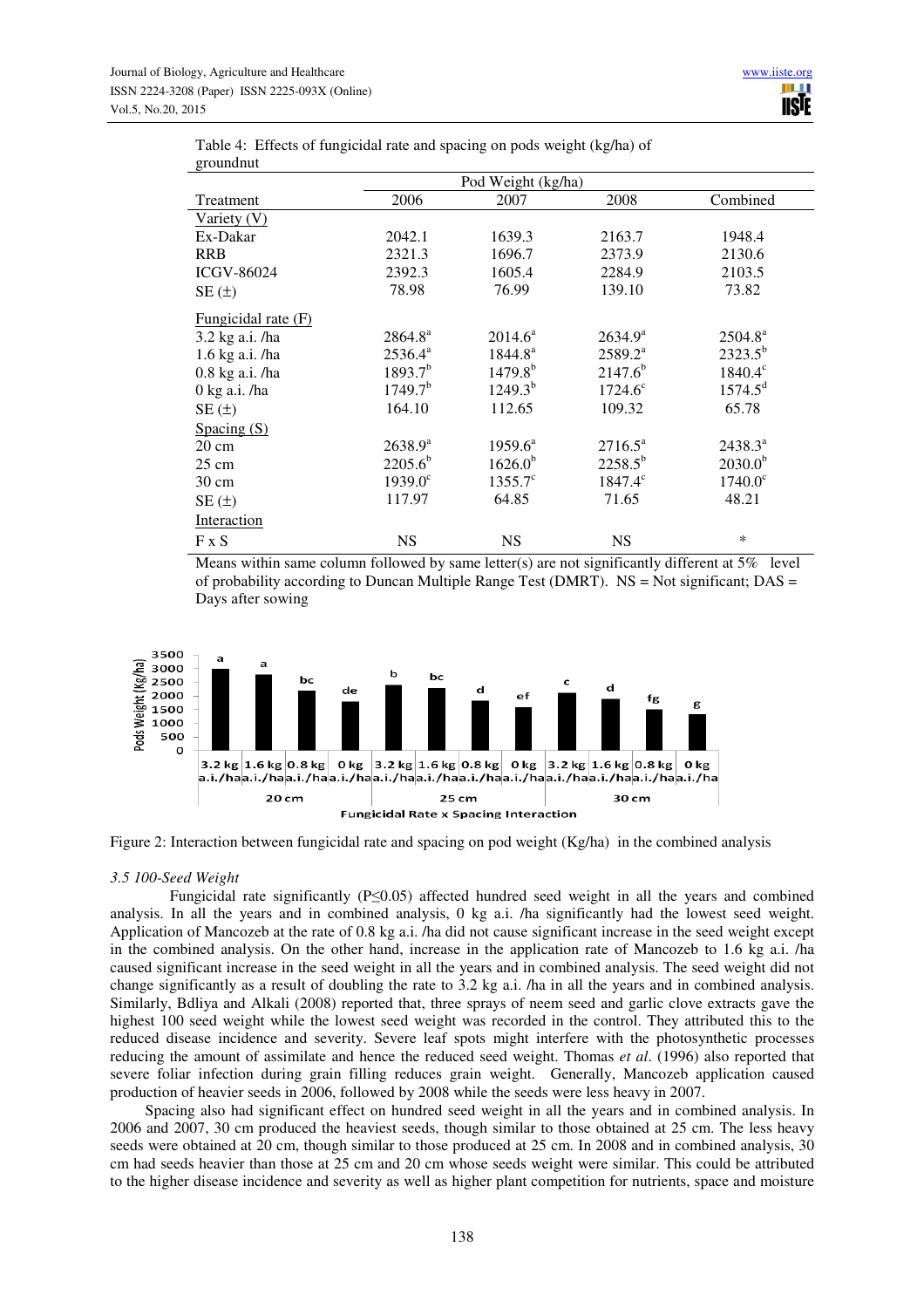Table 4: Effects of fungicidal rate and spacing on pods weight (kg/ha) of groundnut

| Treatment | Pod Weight (kg/ha) | | | |
|---|---|---|---|---|
| | 2006 | 2007 | 2008 | Combined |
| Variety (V) | | | | |
| Ex-Dakar | 2042.1 | 1639.3 | 2163.7 | 1948.4 |
| RRB | 2321.3 | 1696.7 | 2373.9 | 2130.6 |
| ICGV-86024 | 2392.3 | 1605.4 | 2284.9 | 2103.5 |
| SE (±) | 78.98 | 76.99 | 139.10 | 73.82 |
| Fungicidal rate (F) | | | | |
| 3.2 kg a.i. /ha | 2864.8$^{a}$ | 2014.6$^{a}$ | 2634.9$^{a}$ | 2504.8$^{a}$ |
| 1.6 kg a.i. /ha | 2536.4$^{a}$ | 1844.8$^{a}$ | 2589.2$^{a}$ | 2323.5$^{b}$ |
| 0.8 kg a.i. /ha | 1893.7$^{b}$ | 1479.8$^{b}$ | 2147.6$^{b}$ | 1840.4$^{c}$ |
| 0 kg a.i. /ha | 1749.7$^{b}$ | 1249.3$^{b}$ | 1724.6$^{c}$ | 1574.5$^{d}$ |
| SE (±) | 164.10 | 112.65 | 109.32 | 65.78 |
| Spacing (S) | | | | |
| 20 cm | 2638.9$^{a}$ | 1959.6$^{a}$ | 2716.5$^{a}$ | 2438.3$^{a}$ |
| 25 cm | 2205.6$^{b}$ | 1626.0$^{b}$ | 2258.5$^{b}$ | 2030.0$^{b}$ |
| 30 cm | 1939.0$^{c}$ | 1355.7$^{c}$ | 1847.4$^{c}$ | 1740.0$^{c}$ |
| SE (±) | 117.97 | 64.85 | 71.65 | 48.21 |
| Interaction | | | | |
| F x S | NS | NS | NS | * |

Means within same column followed by same letter(s) are not significantly different at 5% level of probability according to Duncan Multiple Range Test (DMRT). NS = Not significant; DAS = Days after sowing

Figure 2: Interaction between fungicidal rate and spacing on pod weight (Kg/ha) in the combined analysis

### *3.5 100-Seed Weight*

Fungicidal rate significantly (P≤0.05) affected hundred seed weight in all the years and combined analysis. In all the years and in combined analysis, 0 kg a.i. /ha significantly had the lowest seed weight. Application of Mancozeb at the rate of 0.8 kg a.i. /ha did not cause significant increase in the seed weight except in the combined analysis. On the other hand, increase in the application rate of Mancozeb to 1.6 kg a.i. /ha caused significant increase in the seed weight in all the years and in combined analysis. The seed weight did not change significantly as a result of doubling the rate to 3.2 kg a.i. /ha in all the years and in combined analysis. Similarly, Bdliya and Alkali (2008) reported that, three sprays of neem seed and garlic clove extracts gave the highest 100 seed weight while the lowest seed weight was recorded in the control. They attributed this to the reduced disease incidence and severity. Severe leaf spots might interfere with the photosynthetic processes reducing the amount of assimilate and hence the reduced seed weight. Thomas *et al*. (1996) also reported that severe foliar infection during grain filling reduces grain weight. Generally, Mancozeb application caused production of heavier seeds in 2006, followed by 2008 while the seeds were less heavy in 2007.

Spacing also had significant effect on hundred seed weight in all the years and in combined analysis. In 2006 and 2007, 30 cm produced the heaviest seeds, though similar to those obtained at 25 cm. The less heavy seeds were obtained at 20 cm, though similar to those produced at 25 cm. In 2008 and in combined analysis, 30 cm had seeds heavier than those at 25 cm and 20 cm whose seeds weight were similar. This could be attributed to the higher disease incidence and severity as well as higher plant competition for nutrients, space and moisture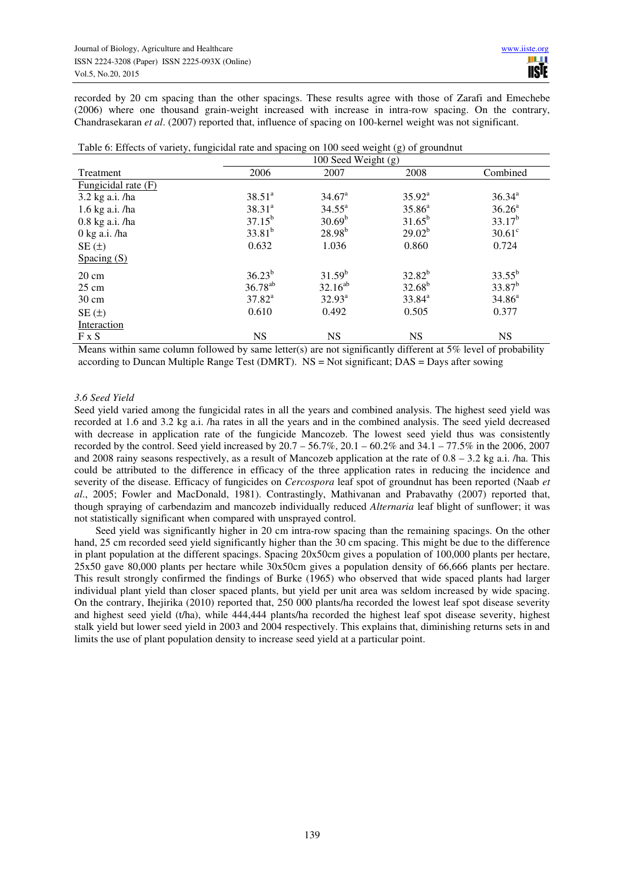recorded by 20 cm spacing than the other spacings. These results agree with those of Zarafi and Emechebe (2006) where one thousand grain-weight increased with increase in intra-row spacing. On the contrary, Chandrasekaran *et al*. (2007) reported that, influence of spacing on 100-kernel weight was not significant.

Table 6: Effects of variety, fungicidal rate and spacing on 100 seed weight (g) of groundnut

| Treatment | 100 Seed Weight (g) | | | |
|---|---|---|---|---|
| | 2006 | 2007 | 2008 | Combined |
| Fungicidal rate (F) | | | | |
| 3.2 kg a.i. /ha | $38.51^{a}$ | $34.67^{a}$ | $35.92^{a}$ | $36.34^{a}$ |
| 1.6 kg a.i. /ha | $38.31^{a}$ | $34.55^{a}$ | $35.86^{a}$ | $36.26^{a}$ |
| 0.8 kg a.i. /ha | $37.15^{b}$ | $30.69^{b}$ | $31.65^{b}$ | $33.17^{b}$ |
| 0 kg a.i. /ha | $33.81^{b}$ | $28.98^{b}$ | $29.02^{b}$ | $30.61^{c}$ |
| SE (±) | 0.632 | 1.036 | 0.860 | 0.724 |
| Spacing (S) | | | | |
| 20 cm | $36.23^{b}$ | $31.59^{b}$ | $32.82^{b}$ | $33.55^{b}$ |
| 25 cm | $36.78^{ab}$ | $32.16^{ab}$ | $32.68^{b}$ | $33.87^{b}$ |
| 30 cm | $37.82^{a}$ | $32.93^{a}$ | $33.84^{a}$ | $34.86^{a}$ |
| SE (±) | 0.610 | 0.492 | 0.505 | 0.377 |
| Interaction | | | | |
| F x S | NS | NS | NS | NS |

Means within same column followed by same letter(s) are not significantly different at 5% level of probability according to Duncan Multiple Range Test (DMRT). NS = Not significant; DAS = Days after sowing

### *3.6 Seed Yield*

Seed yield varied among the fungicidal rates in all the years and combined analysis. The highest seed yield was recorded at 1.6 and 3.2 kg a.i. /ha rates in all the years and in the combined analysis. The seed yield decreased with decrease in application rate of the fungicide Mancozeb. The lowest seed yield thus was consistently recorded by the control. Seed yield increased by 20.7 – 56.7%, 20.1 – 60.2% and 34.1 – 77.5% in the 2006, 2007 and 2008 rainy seasons respectively, as a result of Mancozeb application at the rate of 0.8 – 3.2 kg a.i. /ha. This could be attributed to the difference in efficacy of the three application rates in reducing the incidence and severity of the disease. Efficacy of fungicides on *Cercospora* leaf spot of groundnut has been reported (Naab *et al*., 2005; Fowler and MacDonald, 1981). Contrastingly, Mathivanan and Prabavathy (2007) reported that, though spraying of carbendazim and mancozeb individually reduced *Alternaria* leaf blight of sunflower; it was not statistically significant when compared with unsprayed control.

Seed yield was significantly higher in 20 cm intra-row spacing than the remaining spacings. On the other hand, 25 cm recorded seed yield significantly higher than the 30 cm spacing. This might be due to the difference in plant population at the different spacings. Spacing 20x50cm gives a population of 100,000 plants per hectare, 25x50 gave 80,000 plants per hectare while 30x50cm gives a population density of 66,666 plants per hectare. This result strongly confirmed the findings of Burke (1965) who observed that wide spaced plants had larger individual plant yield than closer spaced plants, but yield per unit area was seldom increased by wide spacing. On the contrary, Ihejirika (2010) reported that, 250 000 plants/ha recorded the lowest leaf spot disease severity and highest seed yield (t/ha), while 444,444 plants/ha recorded the highest leaf spot disease severity, highest stalk yield but lower seed yield in 2003 and 2004 respectively. This explains that, diminishing returns sets in and limits the use of plant population density to increase seed yield at a particular point.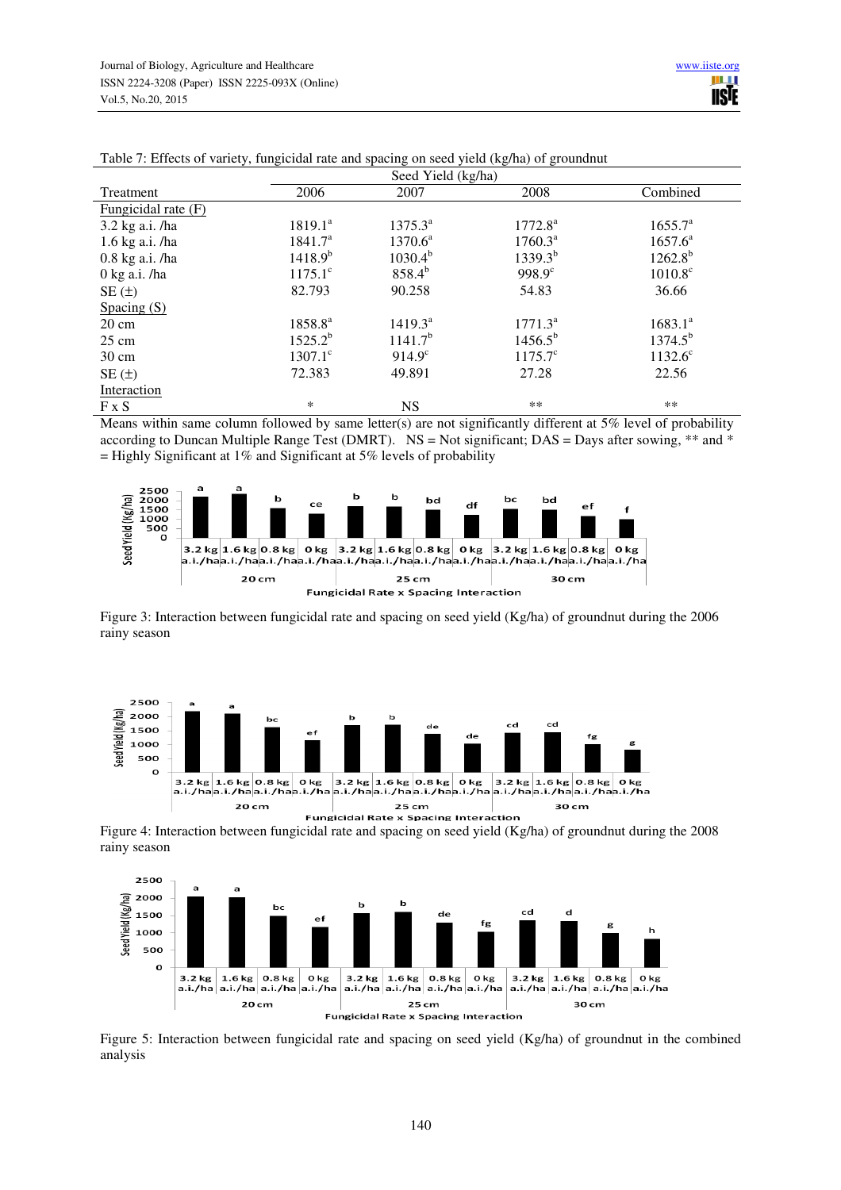Table 7: Effects of variety, fungicidal rate and spacing on seed yield (kg/ha) of groundnut

| Treatment | Seed Yield (kg/ha) | | | |
|---|---|---|---|---|
| | 2006 | 2007 | 2008 | Combined |
| Fungicidal rate (F) | | | | |
| 3.2 kg a.i. /ha | 1819.1[a] | 1375.3[a] | 1772.8[a] | 1655.7[a] |
| 1.6 kg a.i. /ha | 1841.7[a] | 1370.6[a] | 1760.3[a] | 1657.6[a] |
| 0.8 kg a.i. /ha | 1418.9[b] | 1030.4[b] | 1339.3[b] | 1262.8[b] |
| 0 kg a.i. /ha | 1175.1[c] | 858.4[b] | 998.9[c] | 1010.8[c] |
| SE (±) | 82.793 | 90.258 | 54.83 | 36.66 |
| Spacing (S) | | | | |
| 20 cm | 1858.8[a] | 1419.3[a] | 1771.3[a] | 1683.1[a] |
| 25 cm | 1525.2[b] | 1141.7[b] | 1456.5[b] | 1374.5[b] |
| 30 cm | 1307.1[c] | 914.9[c] | 1175.7[c] | 1132.6[c] |
| SE (±) | 72.383 | 49.891 | 27.28 | 22.56 |
| Interaction | | | | |
| F x S | * | NS | ** | ** |

Means within same column followed by same letter(s) are not significantly different at 5% level of probability according to Duncan Multiple Range Test (DMRT). NS = Not significant; DAS = Days after sowing, ** and * = Highly Significant at 1% and Significant at 5% levels of probability

Figure 3: Interaction between fungicidal rate and spacing on seed yield (Kg/ha) of groundnut during the 2006 rainy season

Figure 4: Interaction between fungicidal rate and spacing on seed yield (Kg/ha) of groundnut during the 2008 rainy season

Figure 5: Interaction between fungicidal rate and spacing on seed yield (Kg/ha) of groundnut in the combined analysis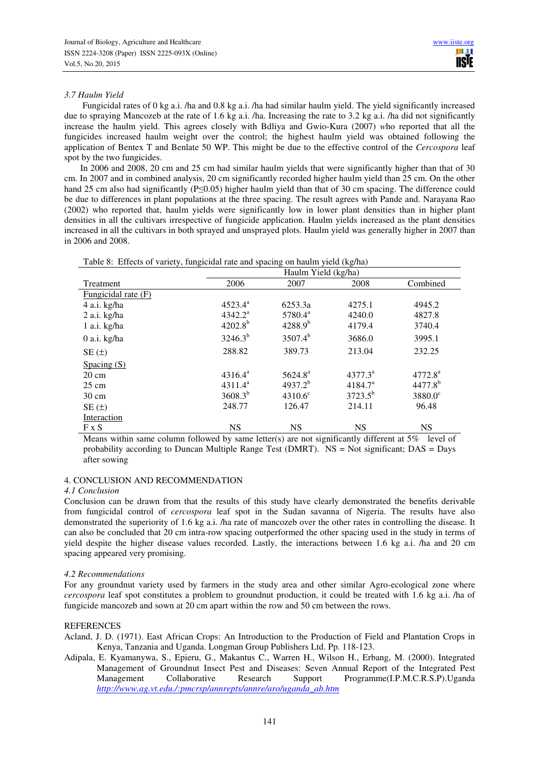### *3.7 Haulm Yield*

Fungicidal rates of 0 kg a.i. /ha and 0.8 kg a.i. /ha had similar haulm yield. The yield significantly increased due to spraying Mancozeb at the rate of 1.6 kg a.i. /ha. Increasing the rate to 3.2 kg a.i. /ha did not significantly increase the haulm yield. This agrees closely with Bdliya and Gwio-Kura (2007) *w*ho reported that all the fungicides increased haulm weight over the control; the highest haulm yield was obtained following the application of Bentex T and Benlate 50 WP. This might be due to the effective control of the *Cercospora* leaf spot by the two fungicides.

In 2006 and 2008, 20 cm and 25 cm had similar haulm yields that were significantly higher than that of 30 cm. In 2007 and in combined analysis, 20 cm significantly recorded higher haulm yield than 25 cm. On the other hand 25 cm also had significantly (P≤0.05) higher haulm yield than that of 30 cm spacing. The difference could be due to differences in plant populations at the three spacing. The result agrees with Pande and. Narayana Rao (2002) who reported that, haulm yields were significantly low in lower plant densities than in higher plant densities in all the cultivars irrespective of fungicide application. Haulm yields increased as the plant densities increased in all the cultivars in both sprayed and unsprayed plots. Haulm yield was generally higher in 2007 than in 2006 and 2008.

Table 8: Effects of variety, fungicidal rate and spacing on haulm yield (kg/ha)

| Treatment | Haulm Yield (kg/ha) | | | |
|---|---|---|---|---|
| | 2006 | 2007 | 2008 | Combined |
| Fungicidal rate (F) | | | | |
| 4 a.i. kg/ha | 4523.4[a] | 6253.3a | 4275.1 | 4945.2 |
| 2 a.i. kg/ha | 4342.2[a] | 5780.4[a] | 4240.0 | 4827.8 |
| 1 a.i. kg/ha | 4202.8[b] | 4288.9[b] | 4179.4 | 3740.4 |
| 0 a.i. kg/ha | 3246.3[b] | 3507.4[b] | 3686.0 | 3995.1 |
| SE (±) | 288.82 | 389.73 | 213.04 | 232.25 |
| Spacing (S) | | | | |
| 20 cm | 4316.4[a] | 5624.8[a] | 4377.3[a] | 4772.8[a] |
| 25 cm | 4311.4[a] | 4937.2[b] | 4184.7[a] | 4477.8[b] |
| 30 cm | 3608.3[b] | 4310.6[c] | 3723.5[b] | 3880.0[c] |
| SE (±) | 248.77 | 126.47 | 214.11 | 96.48 |
| Interaction | | | | |
| F x S | NS | NS | NS | NS |

Means within same column followed by same letter(s) are not significantly different at 5% level of probability according to Duncan Multiple Range Test (DMRT). NS = Not significant; DAS = Days after sowing

## 4. CONCLUSION AND RECOMMENDATION

### *4.1 Conclusion*

Conclusion can be drawn from that the results of this study have clearly demonstrated the benefits derivable from fungicidal control of *cercospora* leaf spot in the Sudan savanna of Nigeria. The results have also demonstrated the superiority of 1.6 kg a.i. /ha rate of mancozeb over the other rates in controlling the disease. It can also be concluded that 20 cm intra-row spacing outperformed the other spacing used in the study in terms of yield despite the higher disease values recorded. Lastly, the interactions between 1.6 kg a.i. /ha and 20 cm spacing appeared very promising.

### *4.2 Recommendations*

For any groundnut variety used by farmers in the study area and other similar Agro-ecological zone where *cercospora* leaf spot constitutes a problem to groundnut production, it could be treated with 1.6 kg a.i. /ha of fungicide mancozeb and sown at 20 cm apart within the row and 50 cm between the rows.

## REFERENCES

Acland, J. D. (1971). East African Crops: An Introduction to the Production of Field and Plantation Crops in Kenya, Tanzania and Uganda. Longman Group Publishers Ltd. Pp. 118-123.

Adipala, E. Kyamanywa, S., Epieru, G., Makantus C., Warren H., Wilson H., Erbang, M. (2000). Integrated Management of Groundnut Insect Pest and Diseases: Seven Annual Report of the Integrated Pest Management Collaborative Research Support Programme(I.P.M.C.R.S.P).Uganda *http://www.ag.vt.edu./:pmcrsp/annrepts/annre/aro/uganda_ab.htm*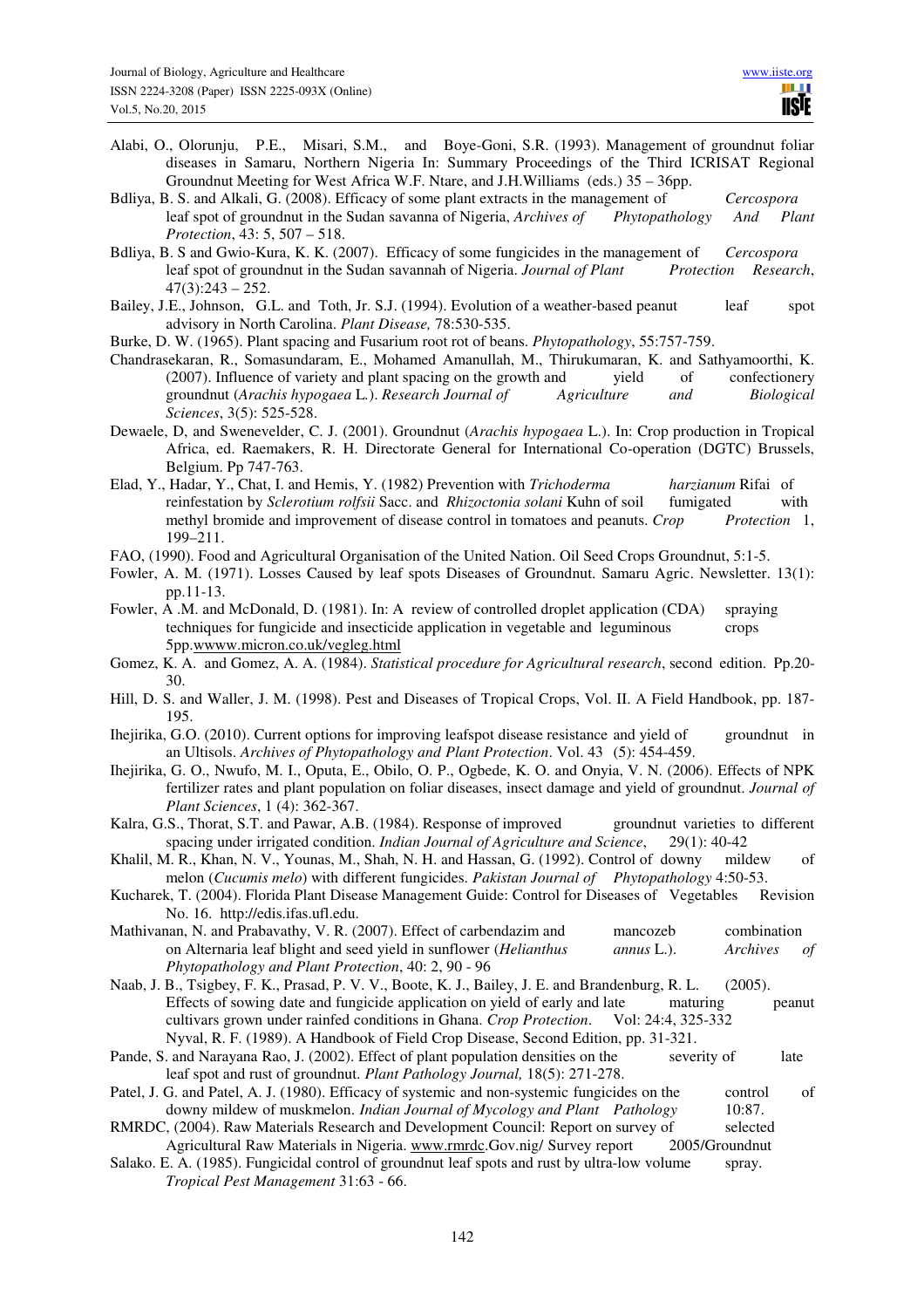Alabi, O., Olorunju, P.E., Misari, S.M., and Boye-Goni, S.R. (1993). Management of groundnut foliar diseases in Samaru, Northern Nigeria In: Summary Proceedings of the Third ICRISAT Regional Groundnut Meeting for West Africa W.F. Ntare, and J.H.Williams (eds.) 35 – 36pp.

Bdliya, B. S. and Alkali, G. (2008). Efficacy of some plant extracts in the management of *Cercospora* leaf spot of groundnut in the Sudan savanna of Nigeria, *Archives of Phytopathology And Plant Protection*, 43: 5, 507 – 518.

Bdliya, B. S and Gwio-Kura, K. K. (2007). Efficacy of some fungicides in the management of *Cercospora* leaf spot of groundnut in the Sudan savannah of Nigeria. *Journal of Plant Protection Research*, 47(3):243 – 252.

Bailey, J.E., Johnson, G.L. and Toth, Jr. S.J. (1994). Evolution of a weather-based peanut leaf spot advisory in North Carolina. *Plant Disease,* 78:530-535.

Burke, D. W. (1965). Plant spacing and Fusarium root rot of beans. *Phytopathology*, 55:757-759.

Chandrasekaran, R., Somasundaram, E., Mohamed Amanullah, M., Thirukumaran, K. and Sathyamoorthi, K. (2007). Influence of variety and plant spacing on the growth and yield of confectionery groundnut (*Arachis hypogaea* L.). *Research Journal of Agriculture and Biological Sciences*, 3(5): 525-528.

Dewaele, D, and Swenevelder, C. J. (2001). Groundnut (*Arachis hypogaea* L.). In: Crop production in Tropical Africa, ed. Raemakers, R. H. Directorate General for International Co-operation (DGTC) Brussels, Belgium. Pp 747-763.

Elad, Y., Hadar, Y., Chat, I. and Hemis, Y. (1982) Prevention with *Trichoderma harzianum* Rifai of reinfestation by *Sclerotium rolfsii* Sacc. and *Rhizoctonia solani* Kuhn of soil fumigated with methyl bromide and improvement of disease control in tomatoes and peanuts. *Crop Protection* 1, 199–211.

FAO, (1990). Food and Agricultural Organisation of the United Nation. Oil Seed Crops Groundnut, 5:1-5.

Fowler, A. M. (1971). Losses Caused by leaf spots Diseases of Groundnut. Samaru Agric. Newsletter. 13(1): pp.11-13.

Fowler, A .M. and McDonald, D. (1981). In: A review of controlled droplet application (CDA) spraying techniques for fungicide and insecticide application in vegetable and leguminous crops 5pp.wwww.micron.co.uk/vegleg.html

Gomez, K. A. and Gomez, A. A. (1984). *Statistical procedure for Agricultural research*, second edition. Pp.20-30.

Hill, D. S. and Waller, J. M. (1998). Pest and Diseases of Tropical Crops, Vol. II. A Field Handbook, pp. 187-195.

Ihejirika, G.O. (2010). Current options for improving leafspot disease resistance and yield of groundnut in an Ultisols. *Archives of Phytopathology and Plant Protection*. Vol. 43 (5): 454-459.

Ihejirika, G. O., Nwufo, M. I., Oputa, E., Obilo, O. P., Ogbede, K. O. and Onyia, V. N. (2006). Effects of NPK fertilizer rates and plant population on foliar diseases, insect damage and yield of groundnut. *Journal of Plant Sciences*, 1 (4): 362-367.

Kalra, G.S., Thorat, S.T. and Pawar, A.B. (1984). Response of improved groundnut varieties to different spacing under irrigated condition. *Indian Journal of Agriculture and Science*, 29(1): 40-42

Khalil, M. R., Khan, N. V., Younas, M., Shah, N. H. and Hassan, G. (1992). Control of downy mildew of melon (*Cucumis melo*) with different fungicides. *Pakistan Journal of Phytopathology* 4:50-53.

Kucharek, T. (2004). Florida Plant Disease Management Guide: Control for Diseases of Vegetables Revision No. 16. http://edis.ifas.ufl.edu.

Mathivanan, N. and Prabavathy, V. R. (2007). Effect of carbendazim and mancozeb combination on Alternaria leaf blight and seed yield in sunflower (*Helianthus annus* L.). *Archives of Phytopathology and Plant Protection*, 40: 2, 90 - 96

Naab, J. B., Tsigbey, F. K., Prasad, P. V. V., Boote, K. J., Bailey, J. E. and Brandenburg, R. L. (2005). Effects of sowing date and fungicide application on yield of early and late maturing peanut cultivars grown under rainfed conditions in Ghana. *Crop Protection*. Vol: 24:4, 325-332

Nyval, R. F. (1989). A Handbook of Field Crop Disease, Second Edition, pp. 31-321.

Pande, S. and Narayana Rao, J. (2002). Effect of plant population densities on the severity of late leaf spot and rust of groundnut. *Plant Pathology Journal,* 18(5): 271-278.

Patel, J. G. and Patel, A. J. (1980). Efficacy of systemic and non-systemic fungicides on the control of downy mildew of muskmelon. *Indian Journal of Mycology and Plant Pathology* 10:87.

RMRDC, (2004). Raw Materials Research and Development Council: Report on survey of selected Agricultural Raw Materials in Nigeria. www.rmrdc.Gov.nig/ Survey report 2005/Groundnut

Salako. E. A. (1985). Fungicidal control of groundnut leaf spots and rust by ultra-low volume spray. *Tropical Pest Management* 31:63 - 66.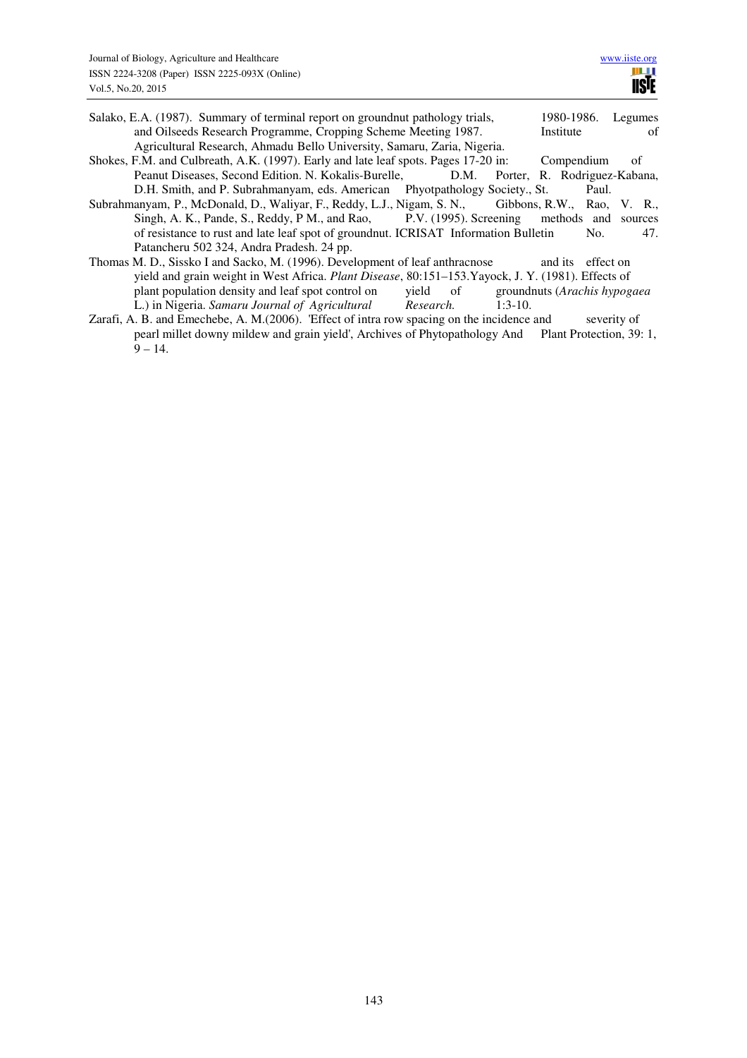Salako, E.A. (1987). Summary of terminal report on groundnut pathology trials, 1980-1986. Legumes and Oilseeds Research Programme, Cropping Scheme Meeting 1987. Institute of Agricultural Research, Ahmadu Bello University, Samaru, Zaria, Nigeria.

Shokes, F.M. and Culbreath, A.K. (1997). Early and late leaf spots. Pages 17-20 in: Compendium of Peanut Diseases, Second Edition. N. Kokalis-Burelle, D.M. Porter, R. Rodriguez-Kabana, D.H. Smith, and P. Subrahmanyam, eds. American Phyotpathology Society., St. Paul.

Subrahmanyam, P., McDonald, D., Waliyar, F., Reddy, L.J., Nigam, S. N., Gibbons, R.W., Rao, V. R., Singh, A. K., Pande, S., Reddy, P M., and Rao, P.V. (1995). Screening methods and sources of resistance to rust and late leaf spot of groundnut. ICRISAT Information Bulletin No. 47. Patancheru 502 324, Andra Pradesh. 24 pp.

Thomas M. D., Sissko I and Sacko, M. (1996). Development of leaf anthracnose and its effect on yield and grain weight in West Africa. *Plant Disease*, 80:151–153.Yayock, J. Y. (1981). Effects of plant population density and leaf spot control on yield of groundnuts (*Arachis hypogaea* L.) in Nigeria. *Samaru Journal of Agricultural Research.* 1:3-10.

Zarafi, A. B. and Emechebe, A. M.(2006). 'Effect of intra row spacing on the incidence and severity of pearl millet downy mildew and grain yield', Archives of Phytopathology And Plant Protection, 39: 1, 9 – 14.